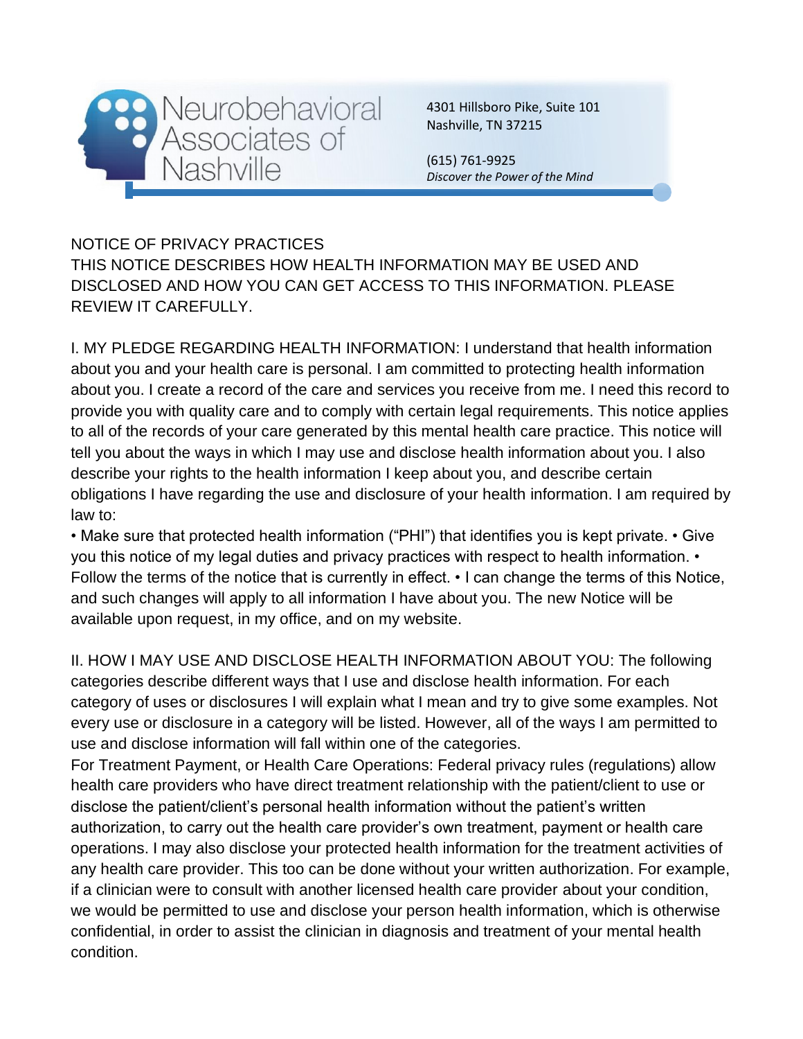Neurobehavioral Associates of Nashville

4301 Hillsboro Pike, Suite 101
Nashville, TN 37215

(615) 761-9925
*Discover the Power of the Mind*

# NOTICE OF PRIVACY PRACTICES

THIS NOTICE DESCRIBES HOW HEALTH INFORMATION MAY BE USED AND DISCLOSED AND HOW YOU CAN GET ACCESS TO THIS INFORMATION. PLEASE REVIEW IT CAREFULLY.

I. MY PLEDGE REGARDING HEALTH INFORMATION: I understand that health information about you and your health care is personal. I am committed to protecting health information about you. I create a record of the care and services you receive from me. I need this record to provide you with quality care and to comply with certain legal requirements. This notice applies to all of the records of your care generated by this mental health care practice. This notice will tell you about the ways in which I may use and disclose health information about you. I also describe your rights to the health information I keep about you, and describe certain obligations I have regarding the use and disclosure of your health information. I am required by law to:

- Make sure that protected health information ("PHI") that identifies you is kept private.
- Give you this notice of my legal duties and privacy practices with respect to health information.
- Follow the terms of the notice that is currently in effect.
- I can change the terms of this Notice, and such changes will apply to all information I have about you. The new Notice will be available upon request, in my office, and on my website.

II. HOW I MAY USE AND DISCLOSE HEALTH INFORMATION ABOUT YOU: The following categories describe different ways that I use and disclose health information. For each category of uses or disclosures I will explain what I mean and try to give some examples. Not every use or disclosure in a category will be listed. However, all of the ways I am permitted to use and disclose information will fall within one of the categories.

For Treatment Payment, or Health Care Operations: Federal privacy rules (regulations) allow health care providers who have direct treatment relationship with the patient/client to use or disclose the patient/client's personal health information without the patient's written authorization, to carry out the health care provider's own treatment, payment or health care operations. I may also disclose your protected health information for the treatment activities of any health care provider. This too can be done without your written authorization. For example, if a clinician were to consult with another licensed health care provider about your condition, we would be permitted to use and disclose your person health information, which is otherwise confidential, in order to assist the clinician in diagnosis and treatment of your mental health condition.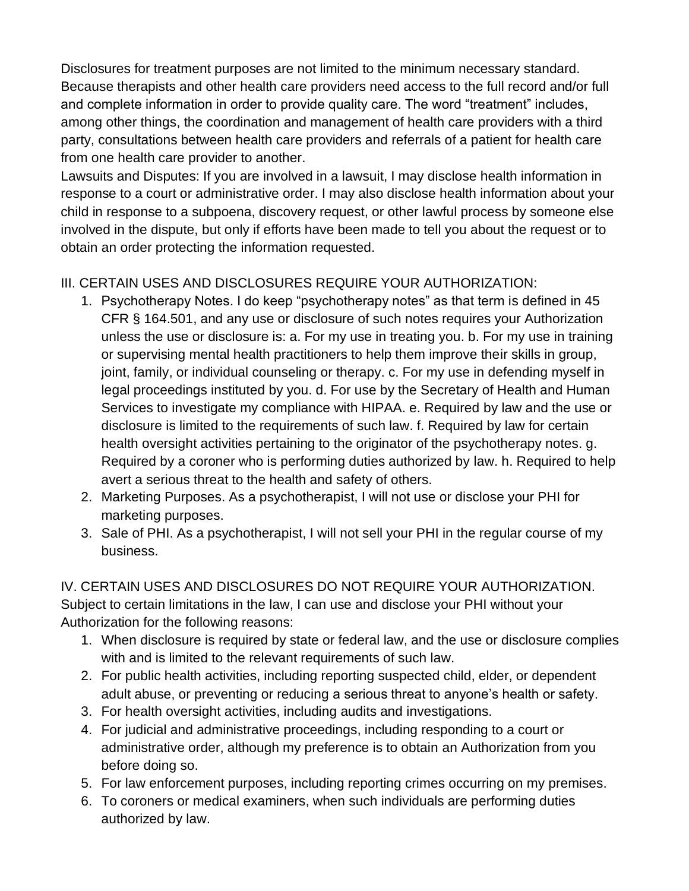Disclosures for treatment purposes are not limited to the minimum necessary standard. Because therapists and other health care providers need access to the full record and/or full and complete information in order to provide quality care. The word "treatment" includes, among other things, the coordination and management of health care providers with a third party, consultations between health care providers and referrals of a patient for health care from one health care provider to another.

Lawsuits and Disputes: If you are involved in a lawsuit, I may disclose health information in response to a court or administrative order. I may also disclose health information about your child in response to a subpoena, discovery request, or other lawful process by someone else involved in the dispute, but only if efforts have been made to tell you about the request or to obtain an order protecting the information requested.

III. CERTAIN USES AND DISCLOSURES REQUIRE YOUR AUTHORIZATION:

1. Psychotherapy Notes. I do keep "psychotherapy notes" as that term is defined in 45 CFR § 164.501, and any use or disclosure of such notes requires your Authorization unless the use or disclosure is: a. For my use in treating you. b. For my use in training or supervising mental health practitioners to help them improve their skills in group, joint, family, or individual counseling or therapy. c. For my use in defending myself in legal proceedings instituted by you. d. For use by the Secretary of Health and Human Services to investigate my compliance with HIPAA. e. Required by law and the use or disclosure is limited to the requirements of such law. f. Required by law for certain health oversight activities pertaining to the originator of the psychotherapy notes. g. Required by a coroner who is performing duties authorized by law. h. Required to help avert a serious threat to the health and safety of others.
2. Marketing Purposes. As a psychotherapist, I will not use or disclose your PHI for marketing purposes.
3. Sale of PHI. As a psychotherapist, I will not sell your PHI in the regular course of my business.

IV. CERTAIN USES AND DISCLOSURES DO NOT REQUIRE YOUR AUTHORIZATION. Subject to certain limitations in the law, I can use and disclose your PHI without your Authorization for the following reasons:

1. When disclosure is required by state or federal law, and the use or disclosure complies with and is limited to the relevant requirements of such law.
2. For public health activities, including reporting suspected child, elder, or dependent adult abuse, or preventing or reducing a serious threat to anyone's health or safety.
3. For health oversight activities, including audits and investigations.
4. For judicial and administrative proceedings, including responding to a court or administrative order, although my preference is to obtain an Authorization from you before doing so.
5. For law enforcement purposes, including reporting crimes occurring on my premises.
6. To coroners or medical examiners, when such individuals are performing duties authorized by law.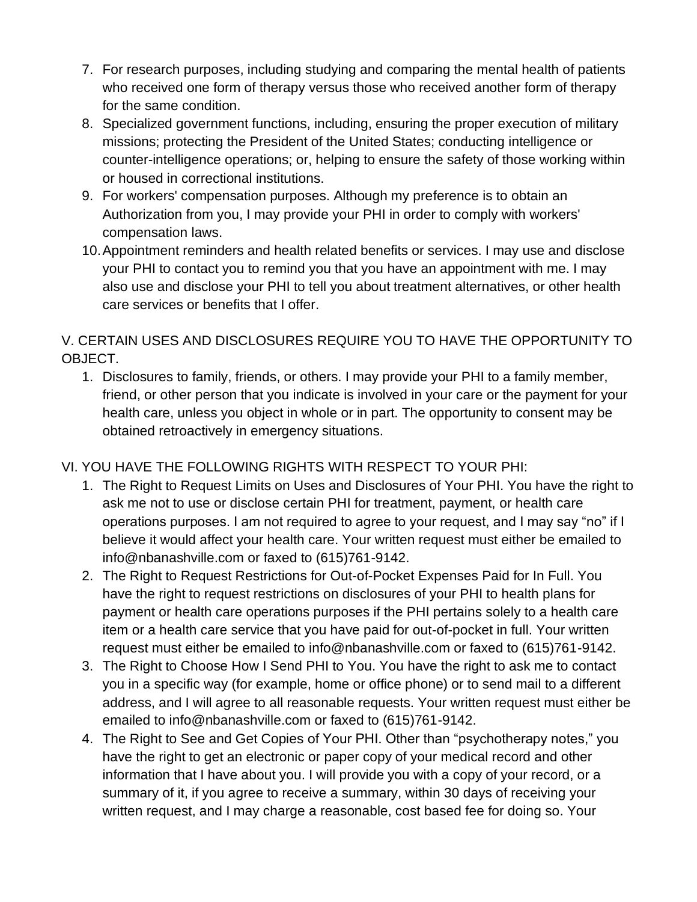7. For research purposes, including studying and comparing the mental health of patients who received one form of therapy versus those who received another form of therapy for the same condition.
8. Specialized government functions, including, ensuring the proper execution of military missions; protecting the President of the United States; conducting intelligence or counter-intelligence operations; or, helping to ensure the safety of those working within or housed in correctional institutions.
9. For workers' compensation purposes. Although my preference is to obtain an Authorization from you, I may provide your PHI in order to comply with workers' compensation laws.
10. Appointment reminders and health related benefits or services. I may use and disclose your PHI to contact you to remind you that you have an appointment with me. I may also use and disclose your PHI to tell you about treatment alternatives, or other health care services or benefits that I offer.

V. CERTAIN USES AND DISCLOSURES REQUIRE YOU TO HAVE THE OPPORTUNITY TO OBJECT.

1. Disclosures to family, friends, or others. I may provide your PHI to a family member, friend, or other person that you indicate is involved in your care or the payment for your health care, unless you object in whole or in part. The opportunity to consent may be obtained retroactively in emergency situations.

VI. YOU HAVE THE FOLLOWING RIGHTS WITH RESPECT TO YOUR PHI:

1. The Right to Request Limits on Uses and Disclosures of Your PHI. You have the right to ask me not to use or disclose certain PHI for treatment, payment, or health care operations purposes. I am not required to agree to your request, and I may say "no" if I believe it would affect your health care. Your written request must either be emailed to info@nbanashville.com or faxed to (615)761-9142.
2. The Right to Request Restrictions for Out-of-Pocket Expenses Paid for In Full. You have the right to request restrictions on disclosures of your PHI to health plans for payment or health care operations purposes if the PHI pertains solely to a health care item or a health care service that you have paid for out-of-pocket in full. Your written request must either be emailed to info@nbanashville.com or faxed to (615)761-9142.
3. The Right to Choose How I Send PHI to You. You have the right to ask me to contact you in a specific way (for example, home or office phone) or to send mail to a different address, and I will agree to all reasonable requests. Your written request must either be emailed to info@nbanashville.com or faxed to (615)761-9142.
4. The Right to See and Get Copies of Your PHI. Other than "psychotherapy notes," you have the right to get an electronic or paper copy of your medical record and other information that I have about you. I will provide you with a copy of your record, or a summary of it, if you agree to receive a summary, within 30 days of receiving your written request, and I may charge a reasonable, cost based fee for doing so. Your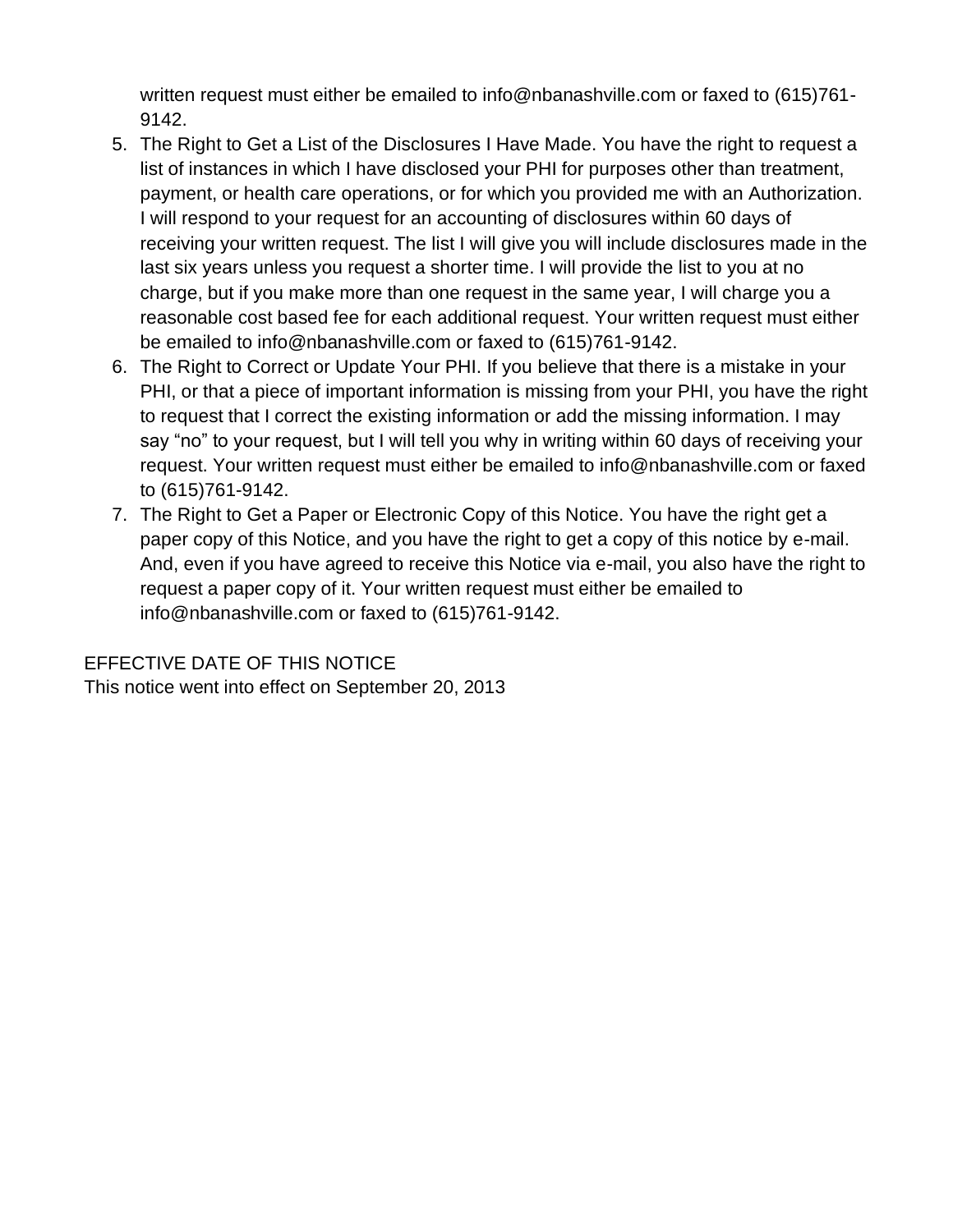written request must either be emailed to info@nbanashville.com or faxed to (615)761-9142.

5. The Right to Get a List of the Disclosures I Have Made. You have the right to request a list of instances in which I have disclosed your PHI for purposes other than treatment, payment, or health care operations, or for which you provided me with an Authorization. I will respond to your request for an accounting of disclosures within 60 days of receiving your written request. The list I will give you will include disclosures made in the last six years unless you request a shorter time. I will provide the list to you at no charge, but if you make more than one request in the same year, I will charge you a reasonable cost based fee for each additional request. Your written request must either be emailed to info@nbanashville.com or faxed to (615)761-9142.
6. The Right to Correct or Update Your PHI. If you believe that there is a mistake in your PHI, or that a piece of important information is missing from your PHI, you have the right to request that I correct the existing information or add the missing information. I may say "no" to your request, but I will tell you why in writing within 60 days of receiving your request. Your written request must either be emailed to info@nbanashville.com or faxed to (615)761-9142.
7. The Right to Get a Paper or Electronic Copy of this Notice. You have the right get a paper copy of this Notice, and you have the right to get a copy of this notice by e-mail. And, even if you have agreed to receive this Notice via e-mail, you also have the right to request a paper copy of it. Your written request must either be emailed to info@nbanashville.com or faxed to (615)761-9142.

EFFECTIVE DATE OF THIS NOTICE

This notice went into effect on September 20, 2013